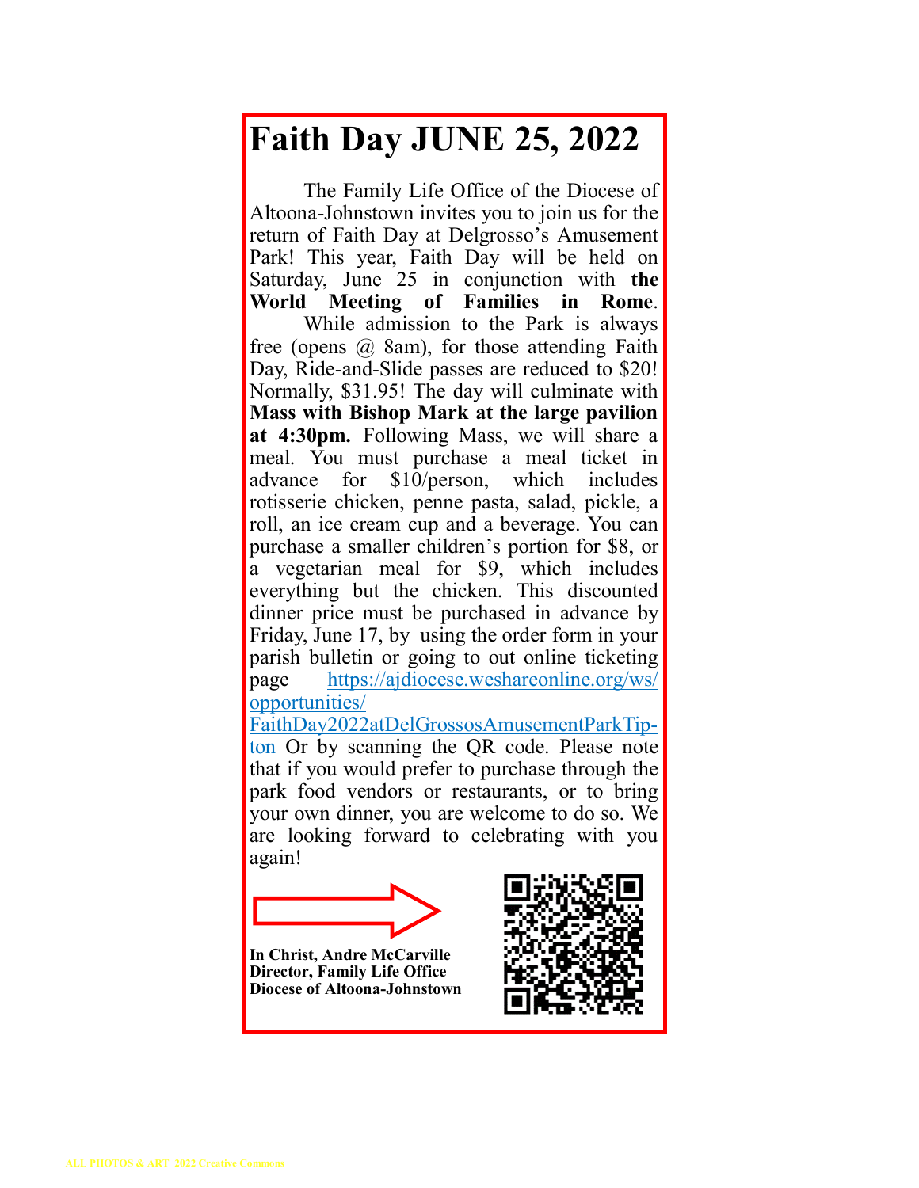# Faith Day JUNE 25, 2022

The Family Life Office of the Diocese of Altoona-Johnstown invites you to join us for the return of Faith Day at Delgrosso's Amusement Park! This year, Faith Day will be held on Saturday, June 25 in conjunction with **the World Meeting of Families in Rome**.

While admission to the Park is always free (opens @ 8am), for those attending Faith Day, Ride-and-Slide passes are reduced to $20! Normally, $31.95! The day will culminate with **Mass with Bishop Mark at the large pavilion at 4:30pm.** Following Mass, we will share a meal. You must purchase a meal ticket in advance for $10/person, which includes rotisserie chicken, penne pasta, salad, pickle, a roll, an ice cream cup and a beverage. You can purchase a smaller children's portion for $8, or a vegetarian meal for $9, which includes everything but the chicken. This discounted dinner price must be purchased in advance by Friday, June 17, by using the order form in your parish bulletin or going to out online ticketing page https://ajdiocese.weshareonline.org/ws/opportunities/FaithDay2022atDelGrossosAmusementParkTipton Or by scanning the QR code. Please note that if you would prefer to purchase through the park food vendors or restaurants, or to bring your own dinner, you are welcome to do so. We are looking forward to celebrating with you again!

**In Christ, Andre McCarville**
**Director, Family Life Office**
**Diocese of Altoona-Johnstown**

ALL PHOTOS & ART 2022 Creative Commons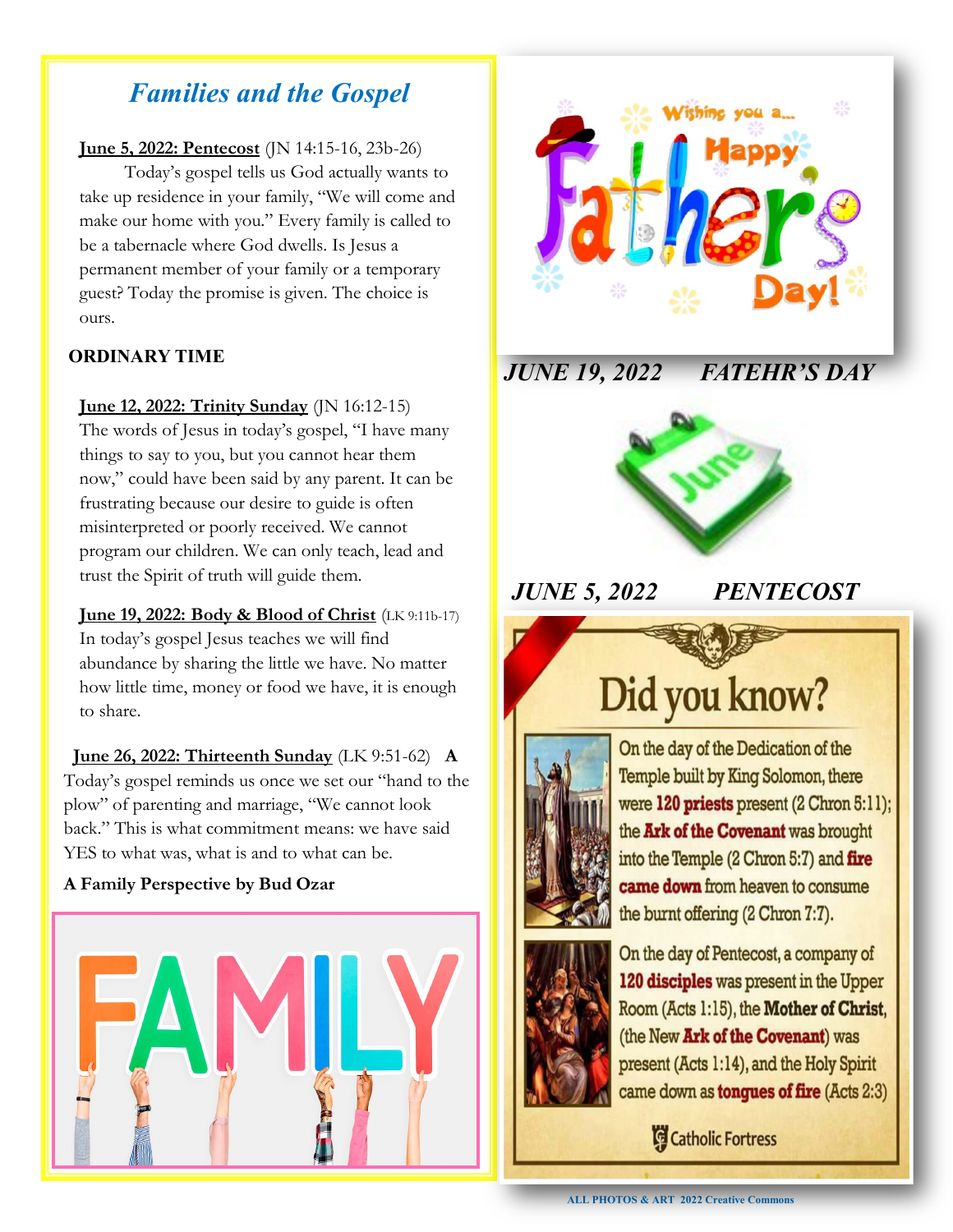## *Families and the Gospel*

**June 5, 2022: Pentecost** (JN 14:15-16, 23b-26)
Today's gospel tells us God actually wants to take up residence in your family, "We will come and make our home with you." Every family is called to be a tabernacle where God dwells. Is Jesus a permanent member of your family or a temporary guest? Today the promise is given. The choice is ours.

**ORDINARY TIME**

**June 12, 2022: Trinity Sunday** (JN 16:12-15)
The words of Jesus in today's gospel, "I have many things to say to you, but you cannot hear them now," could have been said by any parent. It can be frustrating because our desire to guide is often misinterpreted or poorly received. We cannot program our children. We can only teach, lead and trust the Spirit of truth will guide them.

**June 19, 2022: Body & Blood of Christ** (LK 9:11b-17)
In today's gospel Jesus teaches we will find abundance by sharing the little we have. No matter how little time, money or food we have, it is enough to share.

**June 26, 2022: Thirteenth Sunday** (LK 9:51-62) **A**
Today's gospel reminds us once we set our "hand to the plow" of parenting and marriage, "We cannot look back." This is what commitment means: we have said YES to what was, what is and to what can be.

**A Family Perspective by Bud Ozar**

***JUNE 19, 2022 FATEHR'S DAY***

***JUNE 5, 2022 PENTECOST***

# Did you know?

On the day of the Dedication of the Temple built by King Solomon, there were **120 priests** present (2 Chron 5:11); the **Ark of the Covenant** was brought into the Temple (2 Chron 5:7) and **fire came down** from heaven to consume the burnt offering (2 Chron 7:7).

On the day of Pentecost, a company of **120 disciples** was present in the Upper Room (Acts 1:15), the **Mother of Christ**, (the New **Ark of the Covenant**) was present (Acts 1:14), and the Holy Spirit came down as **tongues of fire** (Acts 2:3)

Catholic Fortress

**ALL PHOTOS & ART 2022 Creative Commons**